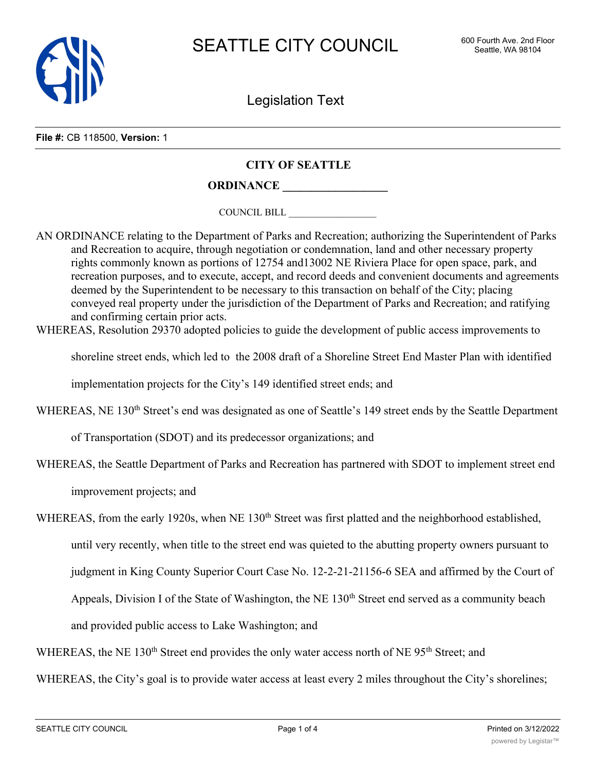# SEATTLE CITY COUNCIL

600 Fourth Ave. 2nd Floor
Seattle, WA 98104

## Legislation Text

**File #:** CB 118500, **Version:** 1

**CITY OF SEATTLE**

**ORDINANCE \_\_\_\_\_\_\_\_\_\_\_\_\_\_\_\_\_\_**

COUNCIL BILL \_\_\_\_\_\_\_\_\_\_\_\_\_\_\_\_\_\_

AN ORDINANCE relating to the Department of Parks and Recreation; authorizing the Superintendent of Parks and Recreation to acquire, through negotiation or condemnation, land and other necessary property rights commonly known as portions of 12754 and13002 NE Riviera Place for open space, park, and recreation purposes, and to execute, accept, and record deeds and convenient documents and agreements deemed by the Superintendent to be necessary to this transaction on behalf of the City; placing conveyed real property under the jurisdiction of the Department of Parks and Recreation; and ratifying and confirming certain prior acts.

WHEREAS, Resolution 29370 adopted policies to guide the development of public access improvements to shoreline street ends, which led to the 2008 draft of a Shoreline Street End Master Plan with identified implementation projects for the City's 149 identified street ends; and

WHEREAS, NE 130th Street's end was designated as one of Seattle's 149 street ends by the Seattle Department of Transportation (SDOT) and its predecessor organizations; and

WHEREAS, the Seattle Department of Parks and Recreation has partnered with SDOT to implement street end improvement projects; and

WHEREAS, from the early 1920s, when NE 130th Street was first platted and the neighborhood established, until very recently, when title to the street end was quieted to the abutting property owners pursuant to judgment in King County Superior Court Case No. 12-2-21-21156-6 SEA and affirmed by the Court of Appeals, Division I of the State of Washington, the NE 130th Street end served as a community beach and provided public access to Lake Washington; and

WHEREAS, the NE 130th Street end provides the only water access north of NE 95th Street; and

WHEREAS, the City's goal is to provide water access at least every 2 miles throughout the City's shorelines;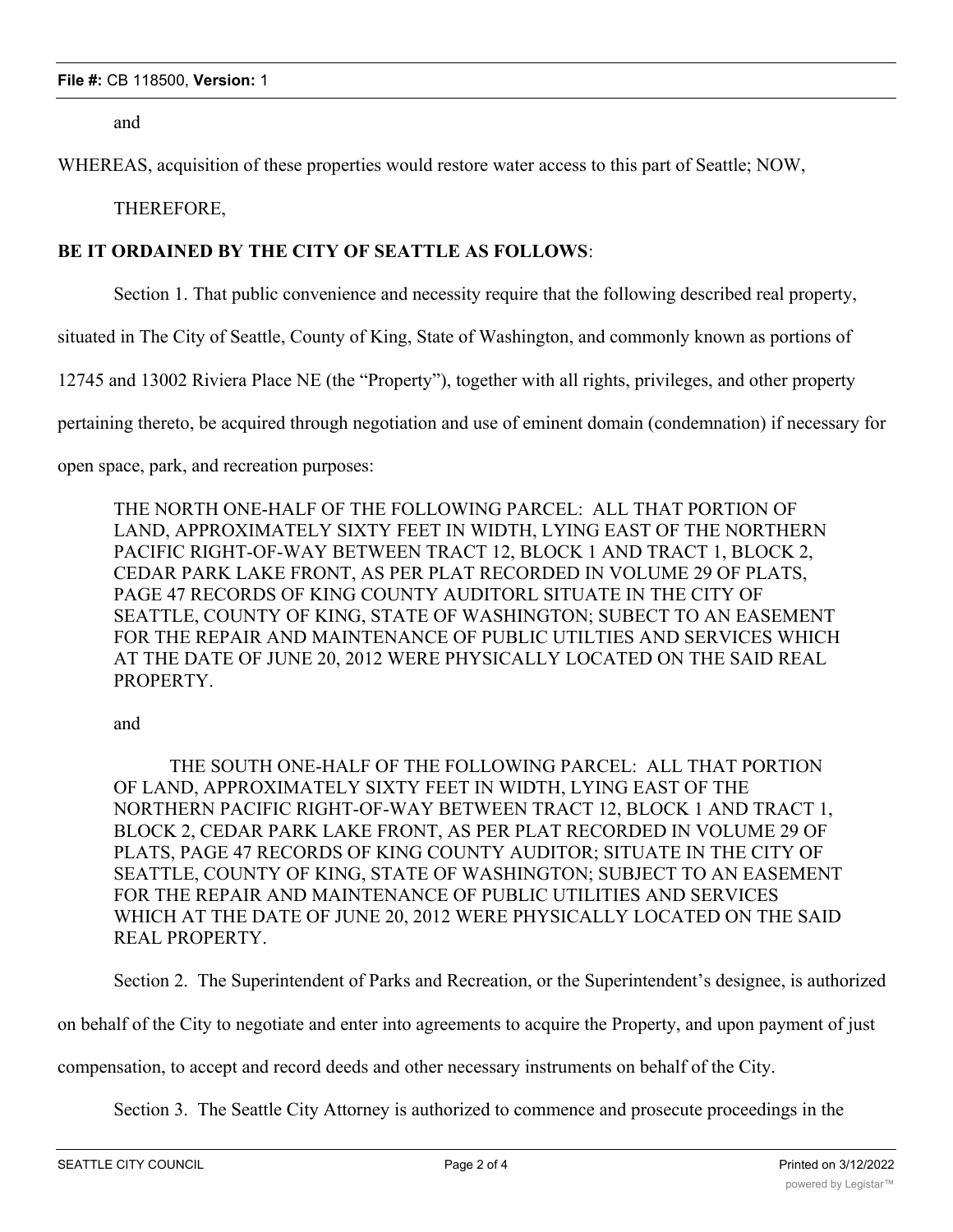and

WHEREAS, acquisition of these properties would restore water access to this part of Seattle; NOW, THEREFORE,

**BE IT ORDAINED BY THE CITY OF SEATTLE AS FOLLOWS**:

Section 1. That public convenience and necessity require that the following described real property, situated in The City of Seattle, County of King, State of Washington, and commonly known as portions of 12745 and 13002 Riviera Place NE (the "Property"), together with all rights, privileges, and other property pertaining thereto, be acquired through negotiation and use of eminent domain (condemnation) if necessary for open space, park, and recreation purposes:

THE NORTH ONE-HALF OF THE FOLLOWING PARCEL: ALL THAT PORTION OF LAND, APPROXIMATELY SIXTY FEET IN WIDTH, LYING EAST OF THE NORTHERN PACIFIC RIGHT-OF-WAY BETWEEN TRACT 12, BLOCK 1 AND TRACT 1, BLOCK 2, CEDAR PARK LAKE FRONT, AS PER PLAT RECORDED IN VOLUME 29 OF PLATS, PAGE 47 RECORDS OF KING COUNTY AUDITORL SITUATE IN THE CITY OF SEATTLE, COUNTY OF KING, STATE OF WASHINGTON; SUBECT TO AN EASEMENT FOR THE REPAIR AND MAINTENANCE OF PUBLIC UTILTIES AND SERVICES WHICH AT THE DATE OF JUNE 20, 2012 WERE PHYSICALLY LOCATED ON THE SAID REAL PROPERTY.

and

THE SOUTH ONE-HALF OF THE FOLLOWING PARCEL: ALL THAT PORTION OF LAND, APPROXIMATELY SIXTY FEET IN WIDTH, LYING EAST OF THE NORTHERN PACIFIC RIGHT-OF-WAY BETWEEN TRACT 12, BLOCK 1 AND TRACT 1, BLOCK 2, CEDAR PARK LAKE FRONT, AS PER PLAT RECORDED IN VOLUME 29 OF PLATS, PAGE 47 RECORDS OF KING COUNTY AUDITOR; SITUATE IN THE CITY OF SEATTLE, COUNTY OF KING, STATE OF WASHINGTON; SUBJECT TO AN EASEMENT FOR THE REPAIR AND MAINTENANCE OF PUBLIC UTILITIES AND SERVICES WHICH AT THE DATE OF JUNE 20, 2012 WERE PHYSICALLY LOCATED ON THE SAID REAL PROPERTY.

Section 2. The Superintendent of Parks and Recreation, or the Superintendent's designee, is authorized on behalf of the City to negotiate and enter into agreements to acquire the Property, and upon payment of just compensation, to accept and record deeds and other necessary instruments on behalf of the City.

Section 3. The Seattle City Attorney is authorized to commence and prosecute proceedings in the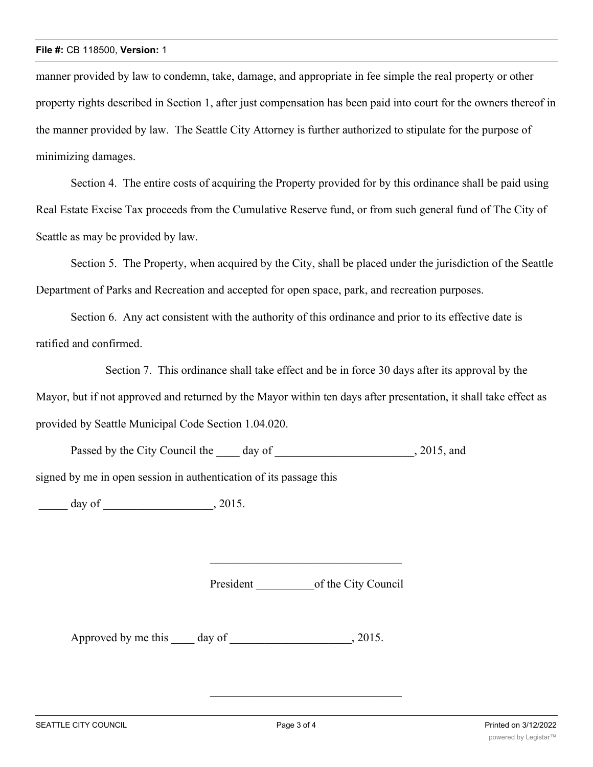manner provided by law to condemn, take, damage, and appropriate in fee simple the real property or other property rights described in Section 1, after just compensation has been paid into court for the owners thereof in the manner provided by law. The Seattle City Attorney is further authorized to stipulate for the purpose of minimizing damages.

Section 4. The entire costs of acquiring the Property provided for by this ordinance shall be paid using Real Estate Excise Tax proceeds from the Cumulative Reserve fund, or from such general fund of The City of Seattle as may be provided by law.

Section 5. The Property, when acquired by the City, shall be placed under the jurisdiction of the Seattle Department of Parks and Recreation and accepted for open space, park, and recreation purposes.

Section 6. Any act consistent with the authority of this ordinance and prior to its effective date is ratified and confirmed.

Section 7. This ordinance shall take effect and be in force 30 days after its approval by the Mayor, but if not approved and returned by the Mayor within ten days after presentation, it shall take effect as provided by Seattle Municipal Code Section 1.04.020.

Passed by the City Council the ____ day of ________________________, 2015, and signed by me in open session in authentication of its passage this

_____ day of ___________________, 2015.

_________________________________

President __________of the City Council

Approved by me this ____ day of ____________________, 2015.

_________________________________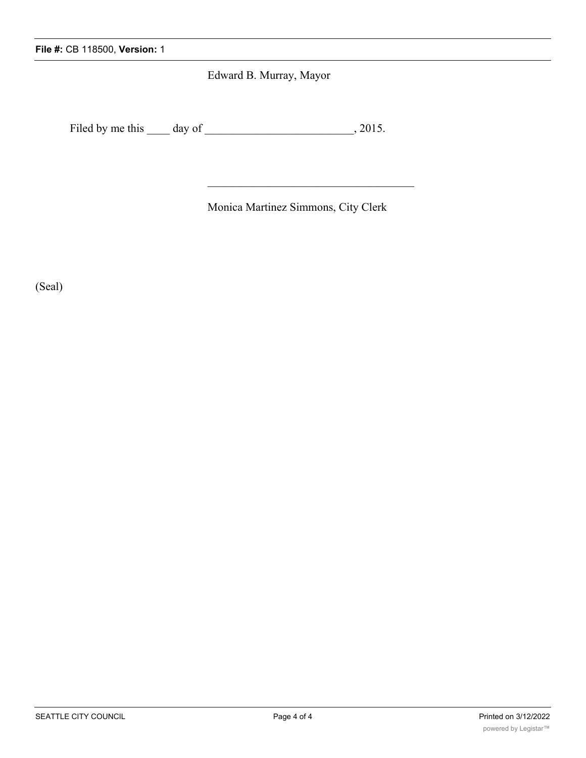Edward B. Murray, Mayor

Filed by me this ____ day of _________________________, 2015.

____________________________________

Monica Martinez Simmons, City Clerk

(Seal)